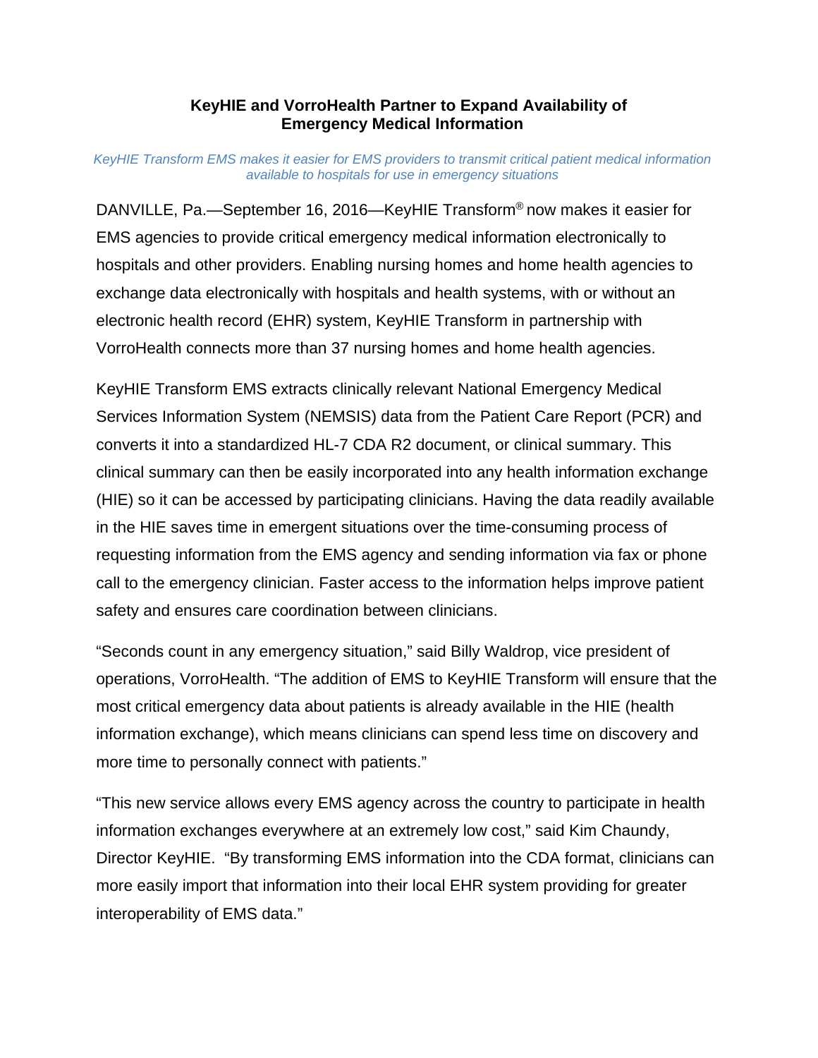# KeyHIE and VorroHealth Partner to Expand Availability of Emergency Medical Information

*KeyHIE Transform EMS makes it easier for EMS providers to transmit critical patient medical information available to hospitals for use in emergency situations*

DANVILLE, Pa.—September 16, 2016—KeyHIE Transform® now makes it easier for EMS agencies to provide critical emergency medical information electronically to hospitals and other providers. Enabling nursing homes and home health agencies to exchange data electronically with hospitals and health systems, with or without an electronic health record (EHR) system, KeyHIE Transform in partnership with VorroHealth connects more than 37 nursing homes and home health agencies.

KeyHIE Transform EMS extracts clinically relevant National Emergency Medical Services Information System (NEMSIS) data from the Patient Care Report (PCR) and converts it into a standardized HL-7 CDA R2 document, or clinical summary. This clinical summary can then be easily incorporated into any health information exchange (HIE) so it can be accessed by participating clinicians. Having the data readily available in the HIE saves time in emergent situations over the time-consuming process of requesting information from the EMS agency and sending information via fax or phone call to the emergency clinician. Faster access to the information helps improve patient safety and ensures care coordination between clinicians.

"Seconds count in any emergency situation," said Billy Waldrop, vice president of operations, VorroHealth. "The addition of EMS to KeyHIE Transform will ensure that the most critical emergency data about patients is already available in the HIE (health information exchange), which means clinicians can spend less time on discovery and more time to personally connect with patients."

"This new service allows every EMS agency across the country to participate in health information exchanges everywhere at an extremely low cost," said Kim Chaundy, Director KeyHIE. "By transforming EMS information into the CDA format, clinicians can more easily import that information into their local EHR system providing for greater interoperability of EMS data."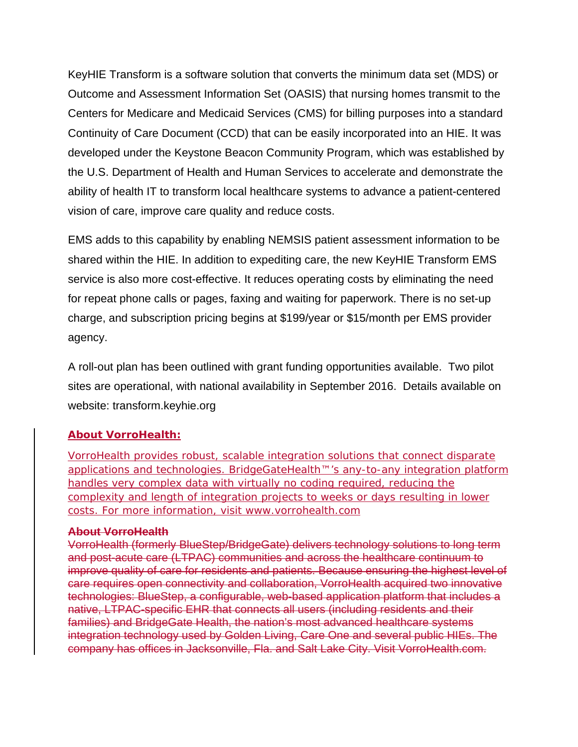KeyHIE Transform is a software solution that converts the minimum data set (MDS) or Outcome and Assessment Information Set (OASIS) that nursing homes transmit to the Centers for Medicare and Medicaid Services (CMS) for billing purposes into a standard Continuity of Care Document (CCD) that can be easily incorporated into an HIE. It was developed under the Keystone Beacon Community Program, which was established by the U.S. Department of Health and Human Services to accelerate and demonstrate the ability of health IT to transform local healthcare systems to advance a patient-centered vision of care, improve care quality and reduce costs.

EMS adds to this capability by enabling NEMSIS patient assessment information to be shared within the HIE. In addition to expediting care, the new KeyHIE Transform EMS service is also more cost-effective. It reduces operating costs by eliminating the need for repeat phone calls or pages, faxing and waiting for paperwork. There is no set-up charge, and subscription pricing begins at $199/year or $15/month per EMS provider agency.

A roll-out plan has been outlined with grant funding opportunities available. Two pilot sites are operational, with national availability in September 2016. Details available on website: transform.keyhie.org

**About VorroHealth:**

VorroHealth provides robust, scalable integration solutions that connect disparate applications and technologies. BridgeGateHealth™'s any-to-any integration platform handles very complex data with virtually no coding required, reducing the complexity and length of integration projects to weeks or days resulting in lower costs. For more information, visit www.vorrohealth.com

~~**About VorroHealth**~~
~~VorroHealth (formerly BlueStep/BridgeGate) delivers technology solutions to long term and post-acute care (LTPAC) communities and across the healthcare continuum to improve quality of care for residents and patients. Because ensuring the highest level of care requires open connectivity and collaboration, VorroHealth acquired two innovative technologies: BlueStep, a configurable, web-based application platform that includes a native, LTPAC-specific EHR that connects all users (including residents and their families) and BridgeGate Health, the nation's most advanced healthcare systems integration technology used by Golden Living, Care One and several public HIEs. The company has offices in Jacksonville, Fla. and Salt Lake City. Visit VorroHealth.com.~~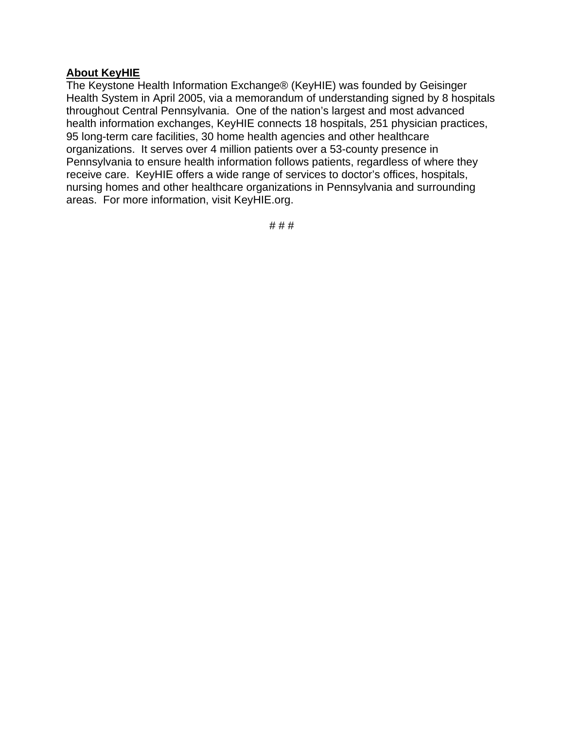**About KeyHIE**

The Keystone Health Information Exchange® (KeyHIE) was founded by Geisinger Health System in April 2005, via a memorandum of understanding signed by 8 hospitals throughout Central Pennsylvania. One of the nation's largest and most advanced health information exchanges, KeyHIE connects 18 hospitals, 251 physician practices, 95 long-term care facilities, 30 home health agencies and other healthcare organizations. It serves over 4 million patients over a 53-county presence in Pennsylvania to ensure health information follows patients, regardless of where they receive care. KeyHIE offers a wide range of services to doctor's offices, hospitals, nursing homes and other healthcare organizations in Pennsylvania and surrounding areas. For more information, visit KeyHIE.org.

# # #